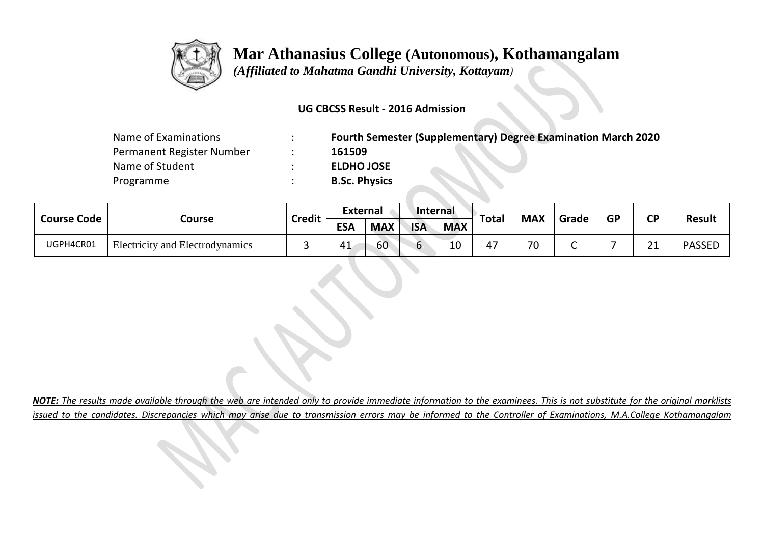# Mar Athanasius College (Autonomous), Kothamangalam

*(Affiliated to Mahatma Gandhi University, Kottayam)*

**UG CBCSS Result - 2016 Admission**

| | | |
|---|---|---|
| Name of Examinations | : | **Fourth Semester (Supplementary) Degree Examination March 2020** |
| Permanent Register Number | : | **161509** |
| Name of Student | : | **ELDHO JOSE** |
| Programme | : | **B.Sc. Physics** |

| Course Code | Course | Credit | External | | Internal | | Total | MAX | Grade | GP | CP | Result |
|---|---|---|---|---|---|---|---|---|---|---|---|---|
| | | | ESA | MAX | ISA | MAX | | | | | | |
| UGPH4CR01 | Electricity and Electrodynamics | 3 | 41 | 60 | 6 | 10 | 47 | 70 | C | 7 | 21 | PASSED |

***NOTE:** The results made available through the web are intended only to provide immediate information to the examinees. This is not substitute for the original marklists issued to the candidates. Discrepancies which may arise due to transmission errors may be informed to the Controller of Examinations, M.A.College Kothamangalam*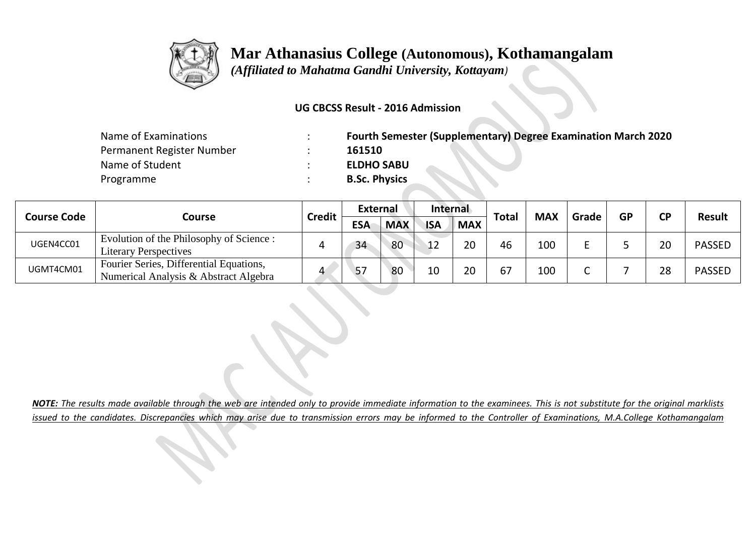# Mar Athanasius College (Autonomous), Kothamangalam

*(Affiliated to Mahatma Gandhi University, Kottayam)*

**UG CBCSS Result - 2016 Admission**

| | | |
|---|---|---|
| Name of Examinations | : | **Fourth Semester (Supplementary) Degree Examination March 2020** |
| Permanent Register Number | : | **161510** |
| Name of Student | : | **ELDHO SABU** |
| Programme | : | **B.Sc. Physics** |

| Course Code | Course | Credit | External | | Internal | | Total | MAX | Grade | GP | CP | Result |
|---|---|---|---|---|---|---|---|---|---|---|---|---|
| | | | ESA | MAX | ISA | MAX | | | | | | |
| UGEN4CC01 | Evolution of the Philosophy of Science : Literary Perspectives | 4 | 34 | 80 | 12 | 20 | 46 | 100 | E | 5 | 20 | PASSED |
| UGMT4CM01 | Fourier Series, Differential Equations, Numerical Analysis & Abstract Algebra | 4 | 57 | 80 | 10 | 20 | 67 | 100 | C | 7 | 28 | PASSED |

***NOTE:** The results made available through the web are intended only to provide immediate information to the examinees. This is not substitute for the original marklists issued to the candidates. Discrepancies which may arise due to transmission errors may be informed to the Controller of Examinations, M.A.College Kothamangalam*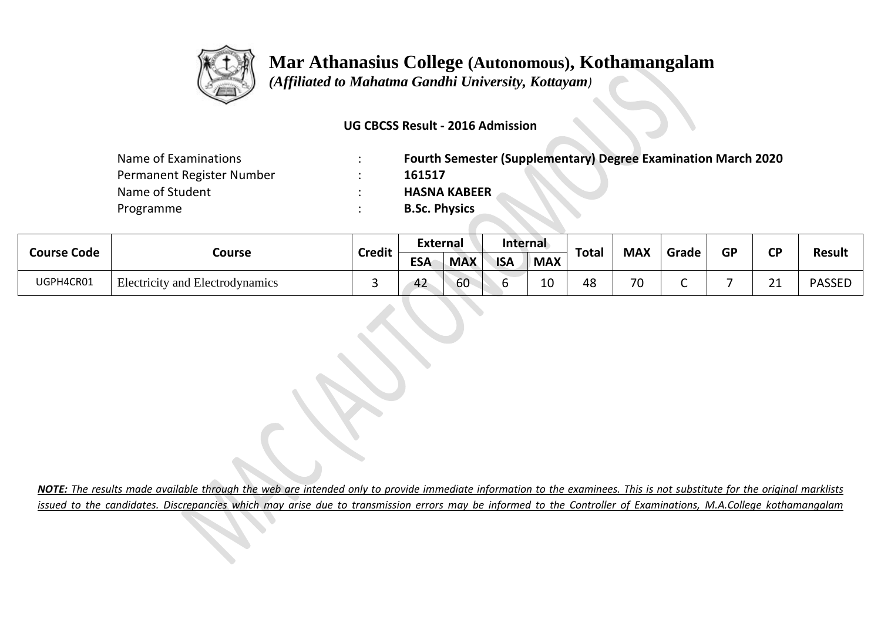# Mar Athanasius College (Autonomous), Kothamangalam

*(Affiliated to Mahatma Gandhi University, Kottayam)*

**UG CBCSS Result - 2016 Admission**

Name of Examinations : **Fourth Semester (Supplementary) Degree Examination March 2020**
Permanent Register Number : **161517**
Name of Student : **HASNA KABEER**
Programme : **B.Sc. Physics**

| Course Code | Course | Credit | External | | Internal | | Total | MAX | Grade | GP | CP | Result |
|---|---|---|---|---|---|---|---|---|---|---|---|---|
| | | | ESA | MAX | ISA | MAX | | | | | | |
| UGPH4CR01 | Electricity and Electrodynamics | 3 | 42 | 60 | 6 | 10 | 48 | 70 | C | 7 | 21 | PASSED |

***NOTE:** The results made available through the web are intended only to provide immediate information to the examinees. This is not substitute for the original marklists issued to the candidates. Discrepancies which may arise due to transmission errors may be informed to the Controller of Examinations, M.A.College kothamangalam*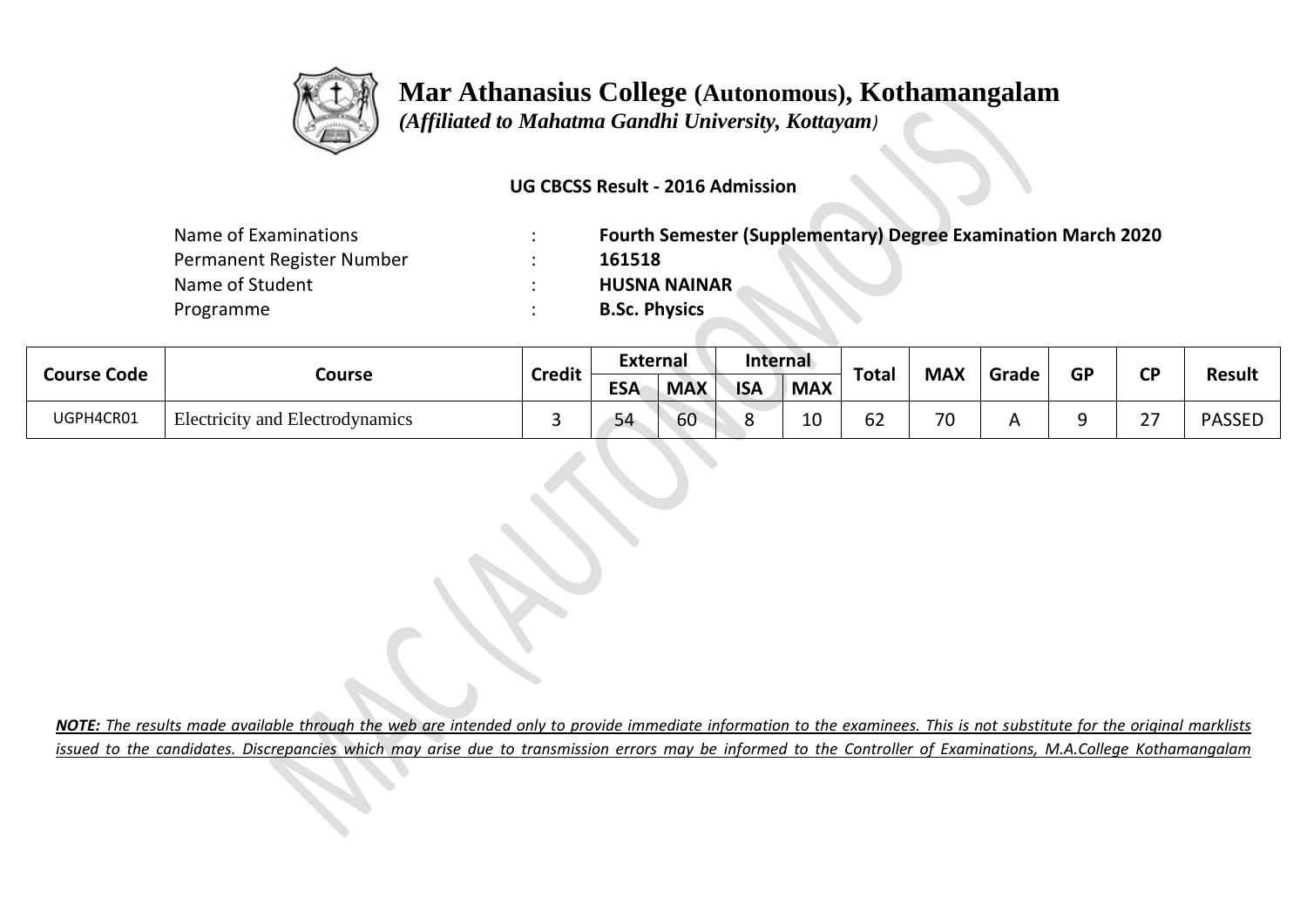# Mar Athanasius College (Autonomous), Kothamangalam

*(Affiliated to Mahatma Gandhi University, Kottayam)*

**UG CBCSS Result - 2016 Admission**

| | | |
|---|---|---|
| Name of Examinations | : | **Fourth Semester (Supplementary) Degree Examination March 2020** |
| Permanent Register Number | : | **161518** |
| Name of Student | : | **HUSNA NAINAR** |
| Programme | : | **B.Sc. Physics** |

| Course Code | Course | Credit | External | | Internal | | Total | MAX | Grade | GP | CP | Result |
|---|---|---|---|---|---|---|---|---|---|---|---|---|
| | | | ESA | MAX | ISA | MAX | | | | | | |
| UGPH4CR01 | Electricity and Electrodynamics | 3 | 54 | 60 | 8 | 10 | 62 | 70 | A | 9 | 27 | PASSED |

***NOTE:** The results made available through the web are intended only to provide immediate information to the examinees. This is not substitute for the original marklists issued to the candidates. Discrepancies which may arise due to transmission errors may be informed to the Controller of Examinations, M.A.College Kothamangalam*